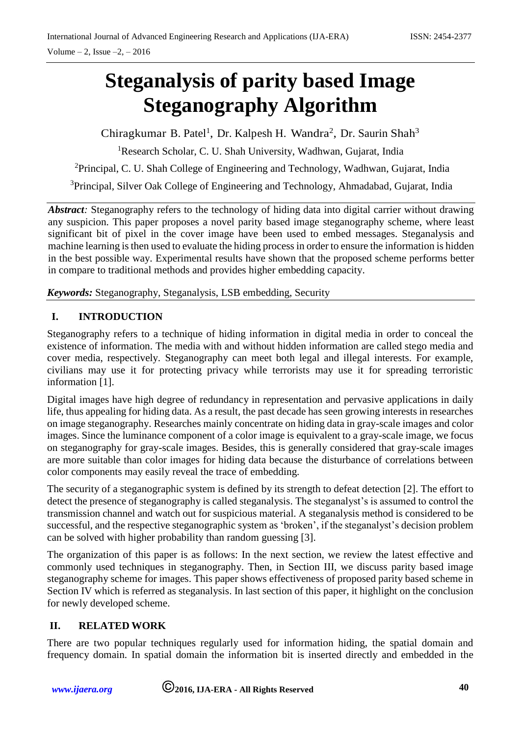# Steganalysis of parity based Image Steganography Algorithm

Chiragkumar B. Patel[1], Dr. Kalpesh H. Wandra[2], Dr. Saurin Shah[3]

[1]Research Scholar, C. U. Shah University, Wadhwan, Gujarat, India

[2]Principal, C. U. Shah College of Engineering and Technology, Wadhwan, Gujarat, India

[3]Principal, Silver Oak College of Engineering and Technology, Ahmadabad, Gujarat, India

***Abstract:*** Steganography refers to the technology of hiding data into digital carrier without drawing any suspicion. This paper proposes a novel parity based image steganography scheme, where least significant bit of pixel in the cover image have been used to embed messages. Steganalysis and machine learning is then used to evaluate the hiding process in order to ensure the information is hidden in the best possible way. Experimental results have shown that the proposed scheme performs better in compare to traditional methods and provides higher embedding capacity.

***Keywords:*** Steganography, Steganalysis, LSB embedding, Security

## I. INTRODUCTION

Steganography refers to a technique of hiding information in digital media in order to conceal the existence of information. The media with and without hidden information are called stego media and cover media, respectively. Steganography can meet both legal and illegal interests. For example, civilians may use it for protecting privacy while terrorists may use it for spreading terroristic information [1].

Digital images have high degree of redundancy in representation and pervasive applications in daily life, thus appealing for hiding data. As a result, the past decade has seen growing interests in researches on image steganography. Researches mainly concentrate on hiding data in gray-scale images and color images. Since the luminance component of a color image is equivalent to a gray-scale image, we focus on steganography for gray-scale images. Besides, this is generally considered that gray-scale images are more suitable than color images for hiding data because the disturbance of correlations between color components may easily reveal the trace of embedding.

The security of a steganographic system is defined by its strength to defeat detection [2]. The effort to detect the presence of steganography is called steganalysis. The steganalyst's is assumed to control the transmission channel and watch out for suspicious material. A steganalysis method is considered to be successful, and the respective steganographic system as 'broken', if the steganalyst's decision problem can be solved with higher probability than random guessing [3].

The organization of this paper is as follows: In the next section, we review the latest effective and commonly used techniques in steganography. Then, in Section III, we discuss parity based image steganography scheme for images. This paper shows effectiveness of proposed parity based scheme in Section IV which is referred as steganalysis. In last section of this paper, it highlight on the conclusion for newly developed scheme.

## II. RELATED WORK

There are two popular techniques regularly used for information hiding, the spatial domain and frequency domain. In spatial domain the information bit is inserted directly and embedded in the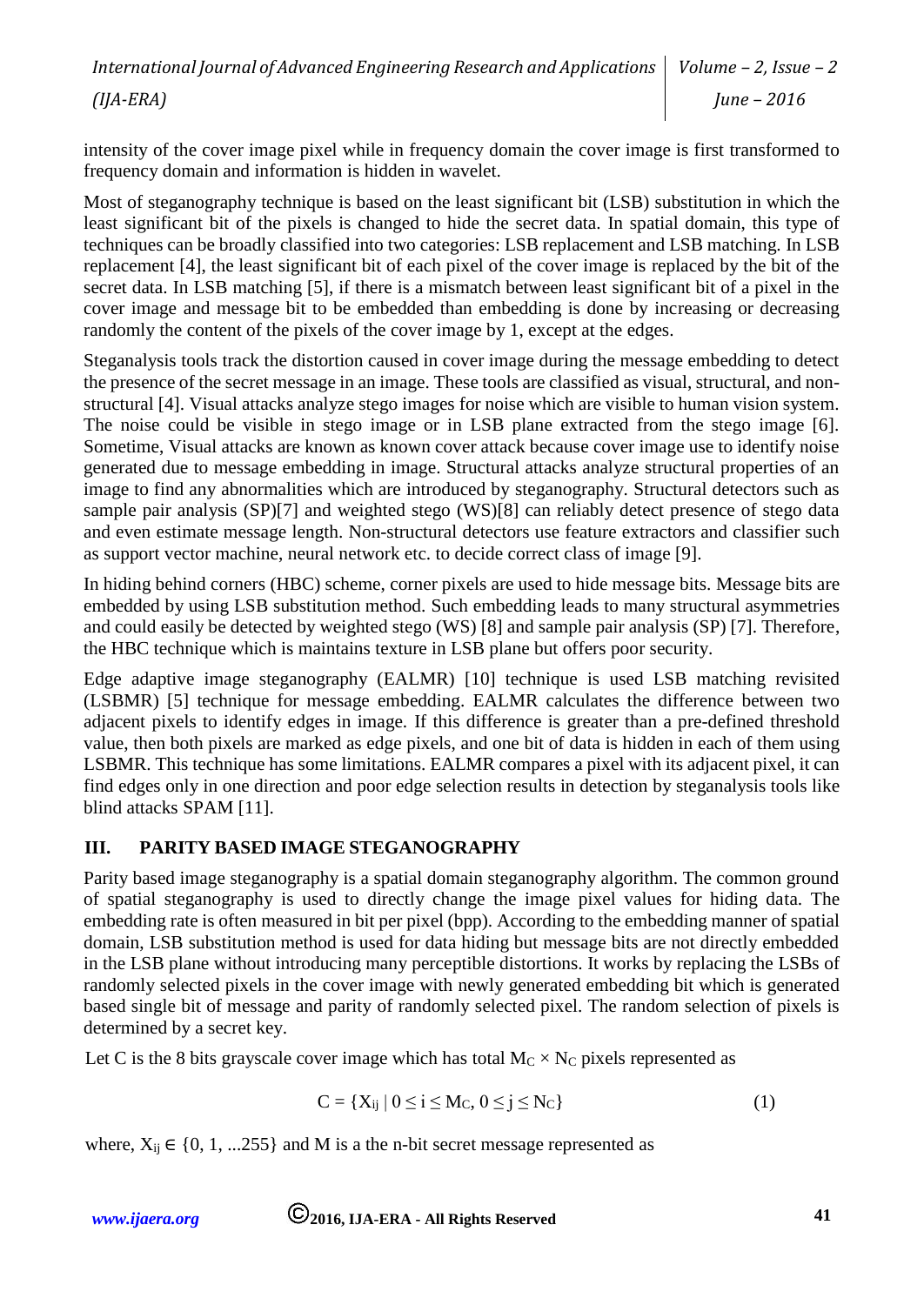intensity of the cover image pixel while in frequency domain the cover image is first transformed to frequency domain and information is hidden in wavelet.

Most of steganography technique is based on the least significant bit (LSB) substitution in which the least significant bit of the pixels is changed to hide the secret data. In spatial domain, this type of techniques can be broadly classified into two categories: LSB replacement and LSB matching. In LSB replacement [4], the least significant bit of each pixel of the cover image is replaced by the bit of the secret data. In LSB matching [5], if there is a mismatch between least significant bit of a pixel in the cover image and message bit to be embedded than embedding is done by increasing or decreasing randomly the content of the pixels of the cover image by 1, except at the edges.

Steganalysis tools track the distortion caused in cover image during the message embedding to detect the presence of the secret message in an image. These tools are classified as visual, structural, and non-structural [4]. Visual attacks analyze stego images for noise which are visible to human vision system. The noise could be visible in stego image or in LSB plane extracted from the stego image [6]. Sometime, Visual attacks are known as known cover attack because cover image use to identify noise generated due to message embedding in image. Structural attacks analyze structural properties of an image to find any abnormalities which are introduced by steganography. Structural detectors such as sample pair analysis (SP)[7] and weighted stego (WS)[8] can reliably detect presence of stego data and even estimate message length. Non-structural detectors use feature extractors and classifier such as support vector machine, neural network etc. to decide correct class of image [9].

In hiding behind corners (HBC) scheme, corner pixels are used to hide message bits. Message bits are embedded by using LSB substitution method. Such embedding leads to many structural asymmetries and could easily be detected by weighted stego (WS) [8] and sample pair analysis (SP) [7]. Therefore, the HBC technique which is maintains texture in LSB plane but offers poor security.

Edge adaptive image steganography (EALMR) [10] technique is used LSB matching revisited (LSBMR) [5] technique for message embedding. EALMR calculates the difference between two adjacent pixels to identify edges in image. If this difference is greater than a pre-defined threshold value, then both pixels are marked as edge pixels, and one bit of data is hidden in each of them using LSBMR. This technique has some limitations. EALMR compares a pixel with its adjacent pixel, it can find edges only in one direction and poor edge selection results in detection by steganalysis tools like blind attacks SPAM [11].

## III. PARITY BASED IMAGE STEGANOGRAPHY

Parity based image steganography is a spatial domain steganography algorithm. The common ground of spatial steganography is used to directly change the image pixel values for hiding data. The embedding rate is often measured in bit per pixel (bpp). According to the embedding manner of spatial domain, LSB substitution method is used for data hiding but message bits are not directly embedded in the LSB plane without introducing many perceptible distortions. It works by replacing the LSBs of randomly selected pixels in the cover image with newly generated embedding bit which is generated based single bit of message and parity of randomly selected pixel. The random selection of pixels is determined by a secret key.

Let C is the 8 bits grayscale cover image which has total $M_C \times N_C$ pixels represented as

$$C = \{X_{ij} \mid 0 \leq i \leq M_C,\ 0 \leq j \leq N_C\} \tag{1}$$

where, $X_{ij} \in \{0, 1, ...255\}$ and M is a the n-bit secret message represented as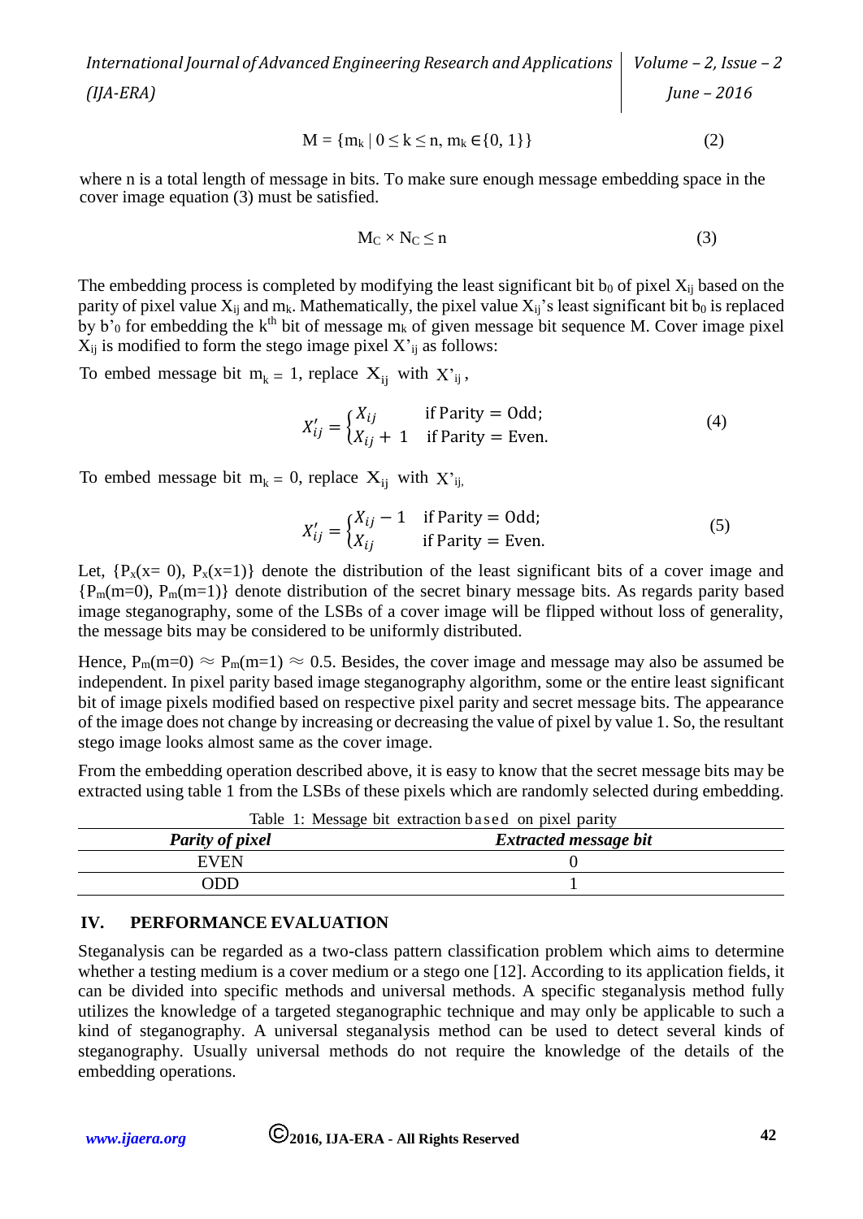$$M = \{m_k \mid 0 \le k \le n, m_k \in \{0, 1\}\} \tag{2}$$

where n is a total length of message in bits. To make sure enough message embedding space in the cover image equation (3) must be satisfied.

$$M_C \times N_C \le n \tag{3}$$

The embedding process is completed by modifying the least significant bit $b_0$ of pixel $X_{ij}$ based on the parity of pixel value $X_{ij}$ and $m_k$. Mathematically, the pixel value $X_{ij}$'s least significant bit $b_0$ is replaced by $b'_0$ for embedding the $k^{th}$ bit of message $m_k$ of given message bit sequence M. Cover image pixel $X_{ij}$ is modified to form the stego image pixel $X'_{ij}$ as follows:

To embed message bit $m_k = 1$, replace $X_{ij}$ with $X'_{ij}$,

$$X'_{ij} = \begin{cases} X_{ij} & \text{if Parity} = \text{Odd;} \\ X_{ij} + 1 & \text{if Parity} = \text{Even.} \end{cases} \tag{4}$$

To embed message bit $m_k = 0$, replace $X_{ij}$ with $X'_{ij}$,

$$X'_{ij} = \begin{cases} X_{ij} - 1 & \text{if Parity} = \text{Odd;} \\ X_{ij} & \text{if Parity} = \text{Even.} \end{cases} \tag{5}$$

Let, $\{P_x(x=0), P_x(x=1)\}$ denote the distribution of the least significant bits of a cover image and $\{P_m(m=0), P_m(m=1)\}$ denote distribution of the secret binary message bits. As regards parity based image steganography, some of the LSBs of a cover image will be flipped without loss of generality, the message bits may be considered to be uniformly distributed.

Hence, $P_m(m=0) \approx P_m(m=1) \approx 0.5$. Besides, the cover image and message may also be assumed be independent. In pixel parity based image steganography algorithm, some or the entire least significant bit of image pixels modified based on respective pixel parity and secret message bits. The appearance of the image does not change by increasing or decreasing the value of pixel by value 1. So, the resultant stego image looks almost same as the cover image.

From the embedding operation described above, it is easy to know that the secret message bits may be extracted using table 1 from the LSBs of these pixels which are randomly selected during embedding.

Table 1: Message bit extraction based on pixel parity

| *Parity of pixel* | *Extracted message bit* |
|---|---|
| EVEN | 0 |
| ODD | 1 |

## IV. PERFORMANCE EVALUATION

Steganalysis can be regarded as a two-class pattern classification problem which aims to determine whether a testing medium is a cover medium or a stego one [12]. According to its application fields, it can be divided into specific methods and universal methods. A specific steganalysis method fully utilizes the knowledge of a targeted steganographic technique and may only be applicable to such a kind of steganography. A universal steganalysis method can be used to detect several kinds of steganography. Usually universal methods do not require the knowledge of the details of the embedding operations.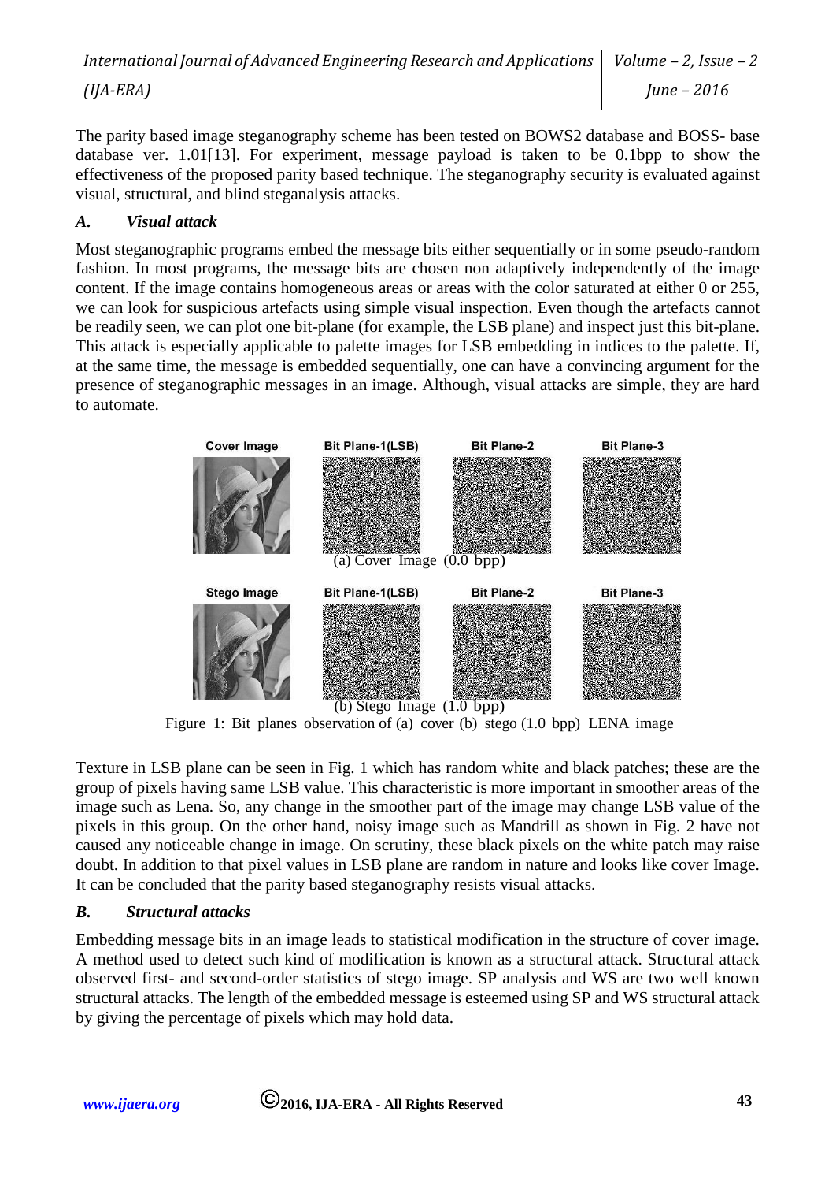The parity based image steganography scheme has been tested on BOWS2 database and BOSS- base database ver. 1.01[13]. For experiment, message payload is taken to be 0.1bpp to show the effectiveness of the proposed parity based technique. The steganography security is evaluated against visual, structural, and blind steganalysis attacks.

### *A. Visual attack*

Most steganographic programs embed the message bits either sequentially or in some pseudo-random fashion. In most programs, the message bits are chosen non adaptively independently of the image content. If the image contains homogeneous areas or areas with the color saturated at either 0 or 255, we can look for suspicious artefacts using simple visual inspection. Even though the artefacts cannot be readily seen, we can plot one bit-plane (for example, the LSB plane) and inspect just this bit-plane. This attack is especially applicable to palette images for LSB embedding in indices to the palette. If, at the same time, the message is embedded sequentially, one can have a convincing argument for the presence of steganographic messages in an image. Although, visual attacks are simple, they are hard to automate.

Cover Image | Bit Plane-1(LSB) | Bit Plane-2 | Bit Plane-3

(a) Cover Image (0.0 bpp)

Stego Image | Bit Plane-1(LSB) | Bit Plane-2 | Bit Plane-3

(b) Stego Image (1.0 bpp)

Figure 1: Bit planes observation of (a) cover (b) stego (1.0 bpp) LENA image

Texture in LSB plane can be seen in Fig. 1 which has random white and black patches; these are the group of pixels having same LSB value. This characteristic is more important in smoother areas of the image such as Lena. So, any change in the smoother part of the image may change LSB value of the pixels in this group. On the other hand, noisy image such as Mandrill as shown in Fig. 2 have not caused any noticeable change in image. On scrutiny, these black pixels on the white patch may raise doubt. In addition to that pixel values in LSB plane are random in nature and looks like cover Image. It can be concluded that the parity based steganography resists visual attacks.

### *B. Structural attacks*

Embedding message bits in an image leads to statistical modification in the structure of cover image. A method used to detect such kind of modification is known as a structural attack. Structural attack observed first- and second-order statistics of stego image. SP analysis and WS are two well known structural attacks. The length of the embedded message is esteemed using SP and WS structural attack by giving the percentage of pixels which may hold data.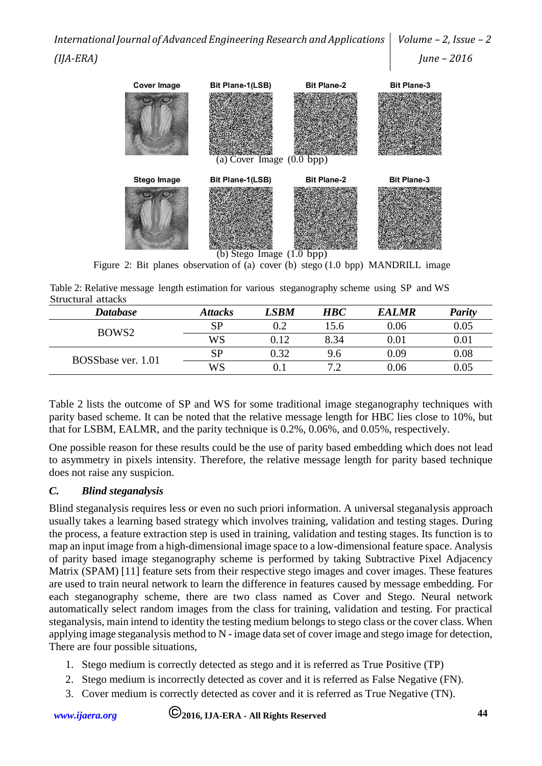Cover Image | Bit Plane-1(LSB) | Bit Plane-2 | Bit Plane-3

(a) Cover Image (0.0 bpp)

Stego Image | Bit Plane-1(LSB) | Bit Plane-2 | Bit Plane-3

(b) Stego Image (1.0 bpp)

Figure 2: Bit planes observation of (a) cover (b) stego (1.0 bpp) MANDRILL image

Table 2: Relative message length estimation for various steganography scheme using SP and WS Structural attacks

| *Database* | *Attacks* | *LSBM* | *HBC* | *EALMR* | *Parity* |
|---|---|---|---|---|---|
| BOWS2 | SP | 0.2 | 15.6 | 0.06 | 0.05 |
| | WS | 0.12 | 8.34 | 0.01 | 0.01 |
| BOSSbase ver. 1.01 | SP | 0.32 | 9.6 | 0.09 | 0.08 |
| | WS | 0.1 | 7.2 | 0.06 | 0.05 |

Table 2 lists the outcome of SP and WS for some traditional image steganography techniques with parity based scheme. It can be noted that the relative message length for HBC lies close to 10%, but that for LSBM, EALMR, and the parity technique is 0.2%, 0.06%, and 0.05%, respectively.

One possible reason for these results could be the use of parity based embedding which does not lead to asymmetry in pixels intensity. Therefore, the relative message length for parity based technique does not raise any suspicion.

### *C. Blind steganalysis*

Blind steganalysis requires less or even no such priori information. A universal steganalysis approach usually takes a learning based strategy which involves training, validation and testing stages. During the process, a feature extraction step is used in training, validation and testing stages. Its function is to map an input image from a high-dimensional image space to a low-dimensional feature space. Analysis of parity based image steganography scheme is performed by taking Subtractive Pixel Adjacency Matrix (SPAM) [11] feature sets from their respective stego images and cover images. These features are used to train neural network to learn the difference in features caused by message embedding. For each steganography scheme, there are two class named as Cover and Stego. Neural network automatically select random images from the class for training, validation and testing. For practical steganalysis, main intend to identity the testing medium belongs to stego class or the cover class. When applying image steganalysis method to N - image data set of cover image and stego image for detection, There are four possible situations,

1. Stego medium is correctly detected as stego and it is referred as True Positive (TP)
2. Stego medium is incorrectly detected as cover and it is referred as False Negative (FN).
3. Cover medium is correctly detected as cover and it is referred as True Negative (TN).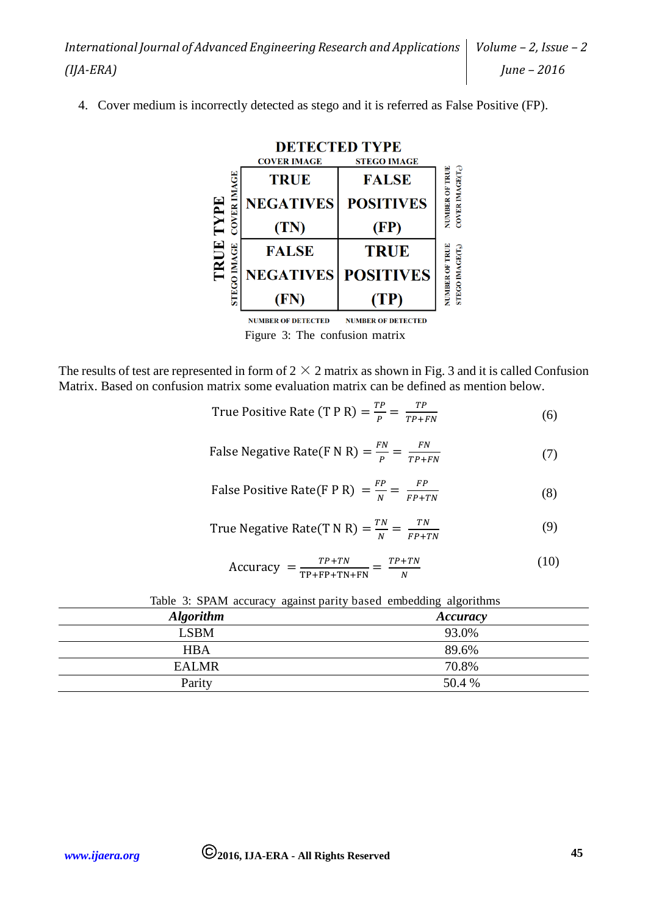4. Cover medium is incorrectly detected as stego and it is referred as False Positive (FP).

| | | DETECTED TYPE | | |
|---|---|---|---|---|
| | | COVER IMAGE | STEGO IMAGE | |
| TRUE TYPE | COVER IMAGE | TRUE NEGATIVES (TN) | FALSE POSITIVES (FP) | NUMBER OF TRUE COVER IMAGE($T_c$) |
| | STEGO IMAGE | FALSE NEGATIVES (FN) | TRUE POSITIVES (TP) | NUMBER OF TRUE STEGO IMAGE($T_s$) |
| | | NUMBER OF DETECTED | NUMBER OF DETECTED | |

Figure 3: The confusion matrix

The results of test are represented in form of 2 × 2 matrix as shown in Fig. 3 and it is called Confusion Matrix. Based on confusion matrix some evaluation matrix can be defined as mention below.

$$\text{True Positive Rate (T P R)} = \frac{TP}{P} = \frac{TP}{TP+FN} \tag{6}$$

$$\text{False Negative Rate(F N R)} = \frac{FN}{P} = \frac{FN}{TP+FN} \tag{7}$$

$$\text{False Positive Rate(F P R)} = \frac{FP}{N} = \frac{FP}{FP+TN} \tag{8}$$

$$\text{True Negative Rate(T N R)} = \frac{TN}{N} = \frac{TN}{FP+TN} \tag{9}$$

$$\text{Accuracy} = \frac{TP+TN}{\text{TP+FP+TN+FN}} = \frac{TP+TN}{N} \tag{10}$$

Table 3: SPAM accuracy against parity based embedding algorithms

| *Algorithm* | *Accuracy* |
|---|---|
| LSBM | 93.0% |
| HBA | 89.6% |
| EALMR | 70.8% |
| Parity | 50.4 % |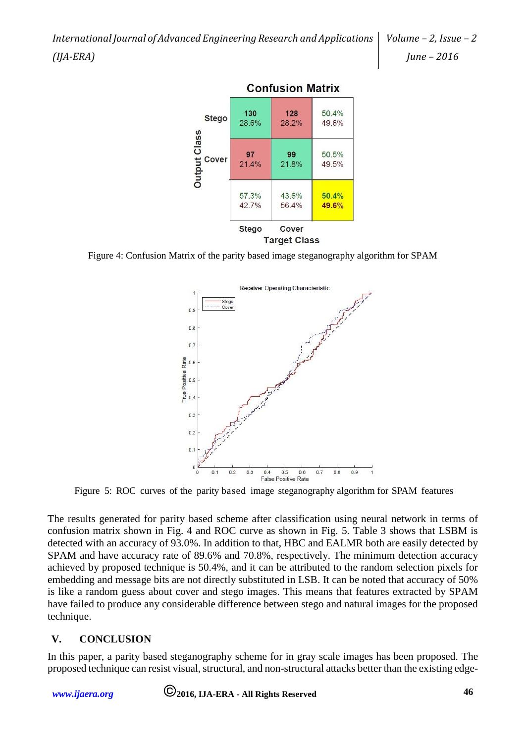Figure 4: Confusion Matrix of the parity based image steganography algorithm for SPAM

Figure 5: ROC curves of the parity based image steganography algorithm for SPAM features

The results generated for parity based scheme after classification using neural network in terms of confusion matrix shown in Fig. 4 and ROC curve as shown in Fig. 5. Table 3 shows that LSBM is detected with an accuracy of 93.0%. In addition to that, HBC and EALMR both are easily detected by SPAM and have accuracy rate of 89.6% and 70.8%, respectively. The minimum detection accuracy achieved by proposed technique is 50.4%, and it can be attributed to the random selection pixels for embedding and message bits are not directly substituted in LSB. It can be noted that accuracy of 50% is like a random guess about cover and stego images. This means that features extracted by SPAM have failed to produce any considerable difference between stego and natural images for the proposed technique.

## V. CONCLUSION

In this paper, a parity based steganography scheme for in gray scale images has been proposed. The proposed technique can resist visual, structural, and non-structural attacks better than the existing edge-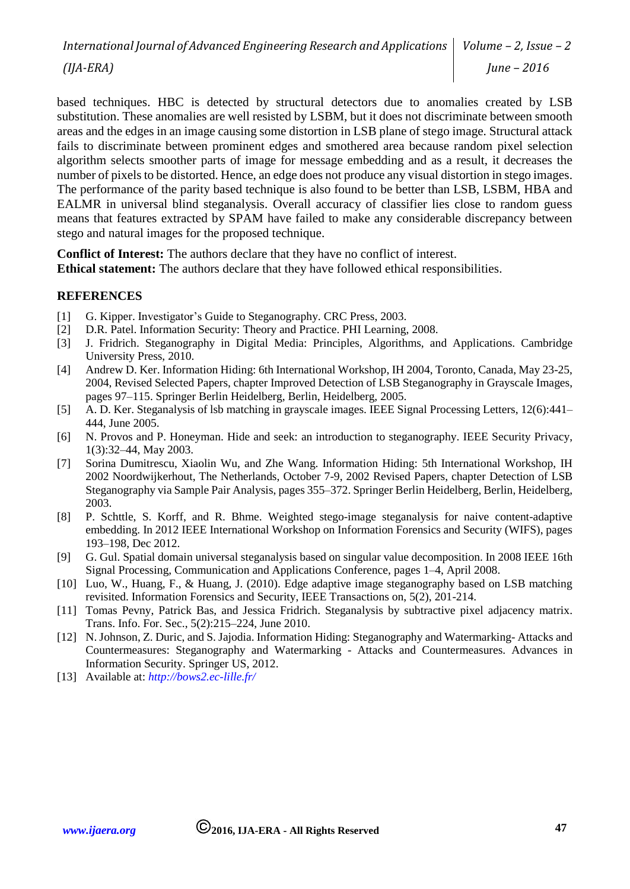based techniques. HBC is detected by structural detectors due to anomalies created by LSB substitution. These anomalies are well resisted by LSBM, but it does not discriminate between smooth areas and the edges in an image causing some distortion in LSB plane of stego image. Structural attack fails to discriminate between prominent edges and smothered area because random pixel selection algorithm selects smoother parts of image for message embedding and as a result, it decreases the number of pixels to be distorted. Hence, an edge does not produce any visual distortion in stego images. The performance of the parity based technique is also found to be better than LSB, LSBM, HBA and EALMR in universal blind steganalysis. Overall accuracy of classifier lies close to random guess means that features extracted by SPAM have failed to make any considerable discrepancy between stego and natural images for the proposed technique.

**Conflict of Interest:** The authors declare that they have no conflict of interest.
**Ethical statement:** The authors declare that they have followed ethical responsibilities.

## REFERENCES

- [1] G. Kipper. Investigator's Guide to Steganography. CRC Press, 2003.
- [2] D.R. Patel. Information Security: Theory and Practice. PHI Learning, 2008.
- [3] J. Fridrich. Steganography in Digital Media: Principles, Algorithms, and Applications. Cambridge University Press, 2010.
- [4] Andrew D. Ker. Information Hiding: 6th International Workshop, IH 2004, Toronto, Canada, May 23-25, 2004, Revised Selected Papers, chapter Improved Detection of LSB Steganography in Grayscale Images, pages 97–115. Springer Berlin Heidelberg, Berlin, Heidelberg, 2005.
- [5] A. D. Ker. Steganalysis of lsb matching in grayscale images. IEEE Signal Processing Letters, 12(6):441–444, June 2005.
- [6] N. Provos and P. Honeyman. Hide and seek: an introduction to steganography. IEEE Security Privacy, 1(3):32–44, May 2003.
- [7] Sorina Dumitrescu, Xiaolin Wu, and Zhe Wang. Information Hiding: 5th International Workshop, IH 2002 Noordwijkerhout, The Netherlands, October 7-9, 2002 Revised Papers, chapter Detection of LSB Steganography via Sample Pair Analysis, pages 355–372. Springer Berlin Heidelberg, Berlin, Heidelberg, 2003.
- [8] P. Schttle, S. Korff, and R. Bhme. Weighted stego-image steganalysis for naive content-adaptive embedding. In 2012 IEEE International Workshop on Information Forensics and Security (WIFS), pages 193–198, Dec 2012.
- [9] G. Gul. Spatial domain universal steganalysis based on singular value decomposition. In 2008 IEEE 16th Signal Processing, Communication and Applications Conference, pages 1–4, April 2008.
- [10] Luo, W., Huang, F., & Huang, J. (2010). Edge adaptive image steganography based on LSB matching revisited. Information Forensics and Security, IEEE Transactions on, 5(2), 201-214.
- [11] Tomas Pevny, Patrick Bas, and Jessica Fridrich. Steganalysis by subtractive pixel adjacency matrix. Trans. Info. For. Sec., 5(2):215–224, June 2010.
- [12] N. Johnson, Z. Duric, and S. Jajodia. Information Hiding: Steganography and Watermarking- Attacks and Countermeasures: Steganography and Watermarking - Attacks and Countermeasures. Advances in Information Security. Springer US, 2012.
- [13] Available at: *http://bows2.ec-lille.fr/*